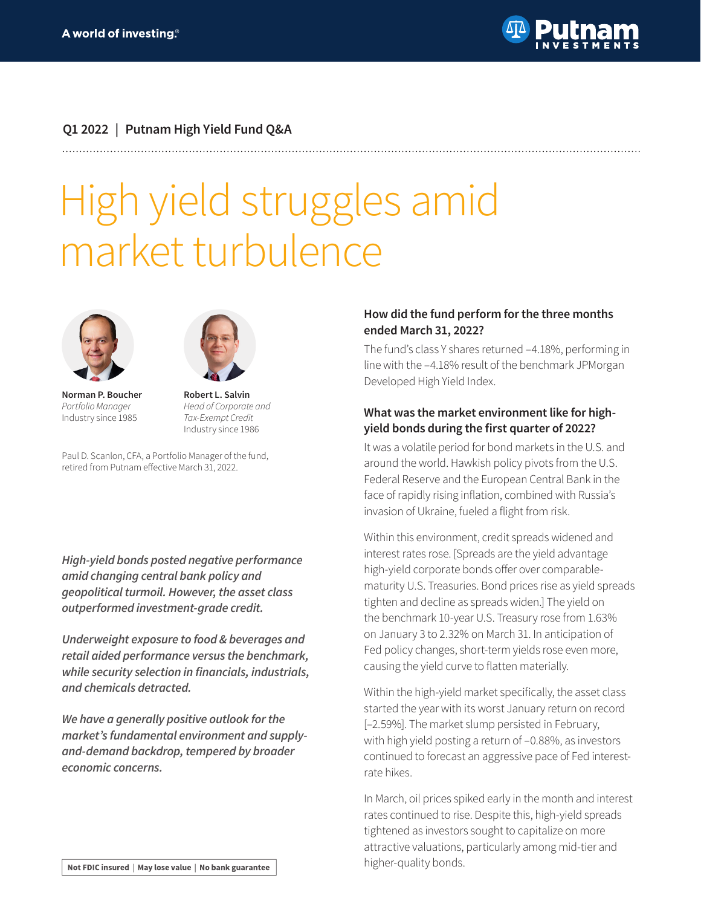A world of investing.®

**Putnam INVESTMENTS**

**Q1 2022 | Putnam High Yield Fund Q&A**

# High yield struggles amid market turbulence

**Norman P. Boucher**
*Portfolio Manager*
Industry since 1985

**Robert L. Salvin**
*Head of Corporate and Tax-Exempt Credit*
Industry since 1986

Paul D. Scanlon, CFA, a Portfolio Manager of the fund, retired from Putnam effective March 31, 2022.

***High-yield bonds posted negative performance amid changing central bank policy and geopolitical turmoil. However, the asset class outperformed investment-grade credit.***

***Underweight exposure to food & beverages and retail aided performance versus the benchmark, while security selection in financials, industrials, and chemicals detracted.***

***We have a generally positive outlook for the market's fundamental environment and supply-and-demand backdrop, tempered by broader economic concerns.***

**Not FDIC insured | May lose value | No bank guarantee**

### How did the fund perform for the three months ended March 31, 2022?

The fund's class Y shares returned –4.18%, performing in line with the –4.18% result of the benchmark JPMorgan Developed High Yield Index.

### What was the market environment like for high-yield bonds during the first quarter of 2022?

It was a volatile period for bond markets in the U.S. and around the world. Hawkish policy pivots from the U.S. Federal Reserve and the European Central Bank in the face of rapidly rising inflation, combined with Russia's invasion of Ukraine, fueled a flight from risk.

Within this environment, credit spreads widened and interest rates rose. [Spreads are the yield advantage high-yield corporate bonds offer over comparable-maturity U.S. Treasuries. Bond prices rise as yield spreads tighten and decline as spreads widen.] The yield on the benchmark 10-year U.S. Treasury rose from 1.63% on January 3 to 2.32% on March 31. In anticipation of Fed policy changes, short-term yields rose even more, causing the yield curve to flatten materially.

Within the high-yield market specifically, the asset class started the year with its worst January return on record [–2.59%]. The market slump persisted in February, with high yield posting a return of –0.88%, as investors continued to forecast an aggressive pace of Fed interest-rate hikes.

In March, oil prices spiked early in the month and interest rates continued to rise. Despite this, high-yield spreads tightened as investors sought to capitalize on more attractive valuations, particularly among mid-tier and higher-quality bonds.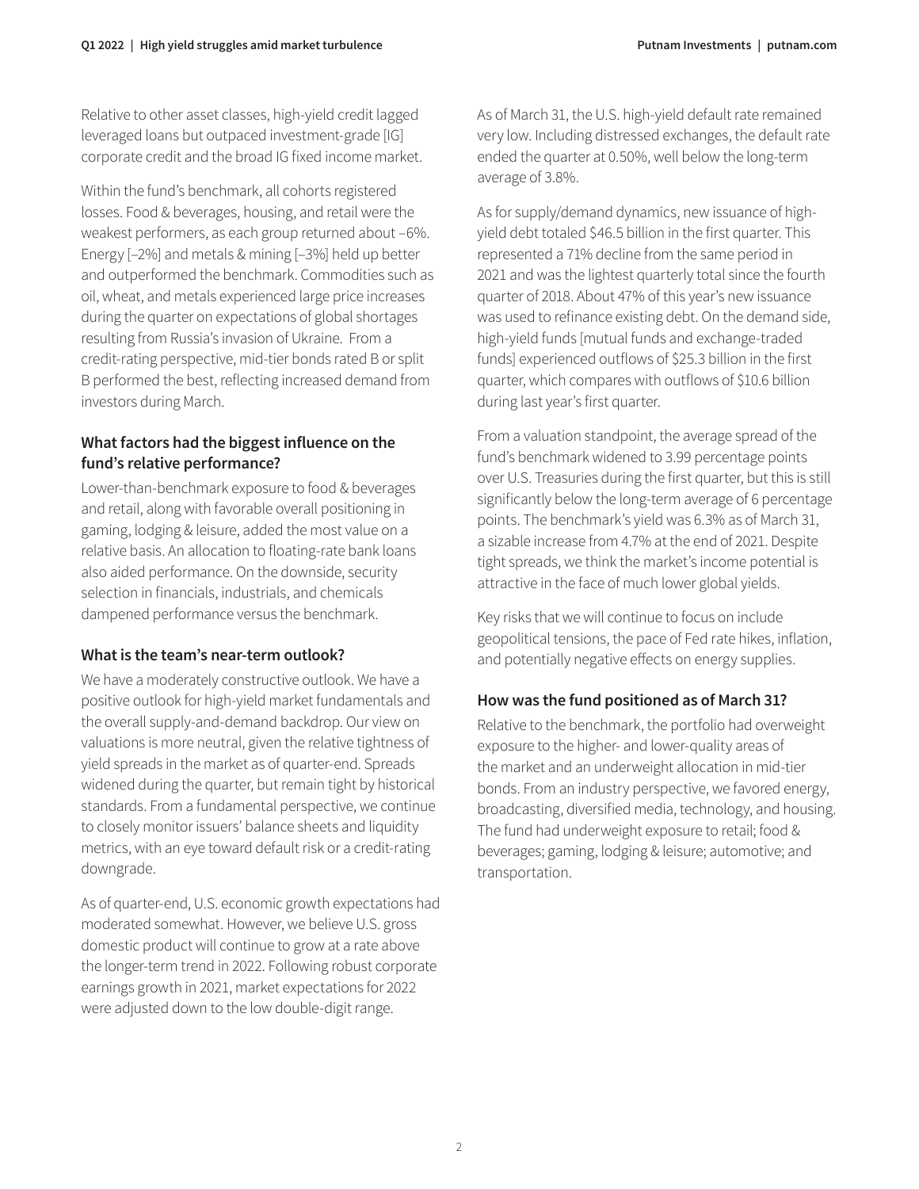Relative to other asset classes, high-yield credit lagged leveraged loans but outpaced investment-grade [IG] corporate credit and the broad IG fixed income market.

Within the fund's benchmark, all cohorts registered losses. Food & beverages, housing, and retail were the weakest performers, as each group returned about –6%. Energy [–2%] and metals & mining [–3%] held up better and outperformed the benchmark. Commodities such as oil, wheat, and metals experienced large price increases during the quarter on expectations of global shortages resulting from Russia's invasion of Ukraine. From a credit-rating perspective, mid-tier bonds rated B or split B performed the best, reflecting increased demand from investors during March.

### What factors had the biggest influence on the fund's relative performance?

Lower-than-benchmark exposure to food & beverages and retail, along with favorable overall positioning in gaming, lodging & leisure, added the most value on a relative basis. An allocation to floating-rate bank loans also aided performance. On the downside, security selection in financials, industrials, and chemicals dampened performance versus the benchmark.

### What is the team's near-term outlook?

We have a moderately constructive outlook. We have a positive outlook for high-yield market fundamentals and the overall supply-and-demand backdrop. Our view on valuations is more neutral, given the relative tightness of yield spreads in the market as of quarter-end. Spreads widened during the quarter, but remain tight by historical standards. From a fundamental perspective, we continue to closely monitor issuers' balance sheets and liquidity metrics, with an eye toward default risk or a credit-rating downgrade.

As of quarter-end, U.S. economic growth expectations had moderated somewhat. However, we believe U.S. gross domestic product will continue to grow at a rate above the longer-term trend in 2022. Following robust corporate earnings growth in 2021, market expectations for 2022 were adjusted down to the low double-digit range.

As of March 31, the U.S. high-yield default rate remained very low. Including distressed exchanges, the default rate ended the quarter at 0.50%, well below the long-term average of 3.8%.

As for supply/demand dynamics, new issuance of high-yield debt totaled $46.5 billion in the first quarter. This represented a 71% decline from the same period in 2021 and was the lightest quarterly total since the fourth quarter of 2018. About 47% of this year's new issuance was used to refinance existing debt. On the demand side, high-yield funds [mutual funds and exchange-traded funds] experienced outflows of $25.3 billion in the first quarter, which compares with outflows of $10.6 billion during last year's first quarter.

From a valuation standpoint, the average spread of the fund's benchmark widened to 3.99 percentage points over U.S. Treasuries during the first quarter, but this is still significantly below the long-term average of 6 percentage points. The benchmark's yield was 6.3% as of March 31, a sizable increase from 4.7% at the end of 2021. Despite tight spreads, we think the market's income potential is attractive in the face of much lower global yields.

Key risks that we will continue to focus on include geopolitical tensions, the pace of Fed rate hikes, inflation, and potentially negative effects on energy supplies.

### How was the fund positioned as of March 31?

Relative to the benchmark, the portfolio had overweight exposure to the higher- and lower-quality areas of the market and an underweight allocation in mid-tier bonds. From an industry perspective, we favored energy, broadcasting, diversified media, technology, and housing. The fund had underweight exposure to retail; food & beverages; gaming, lodging & leisure; automotive; and transportation.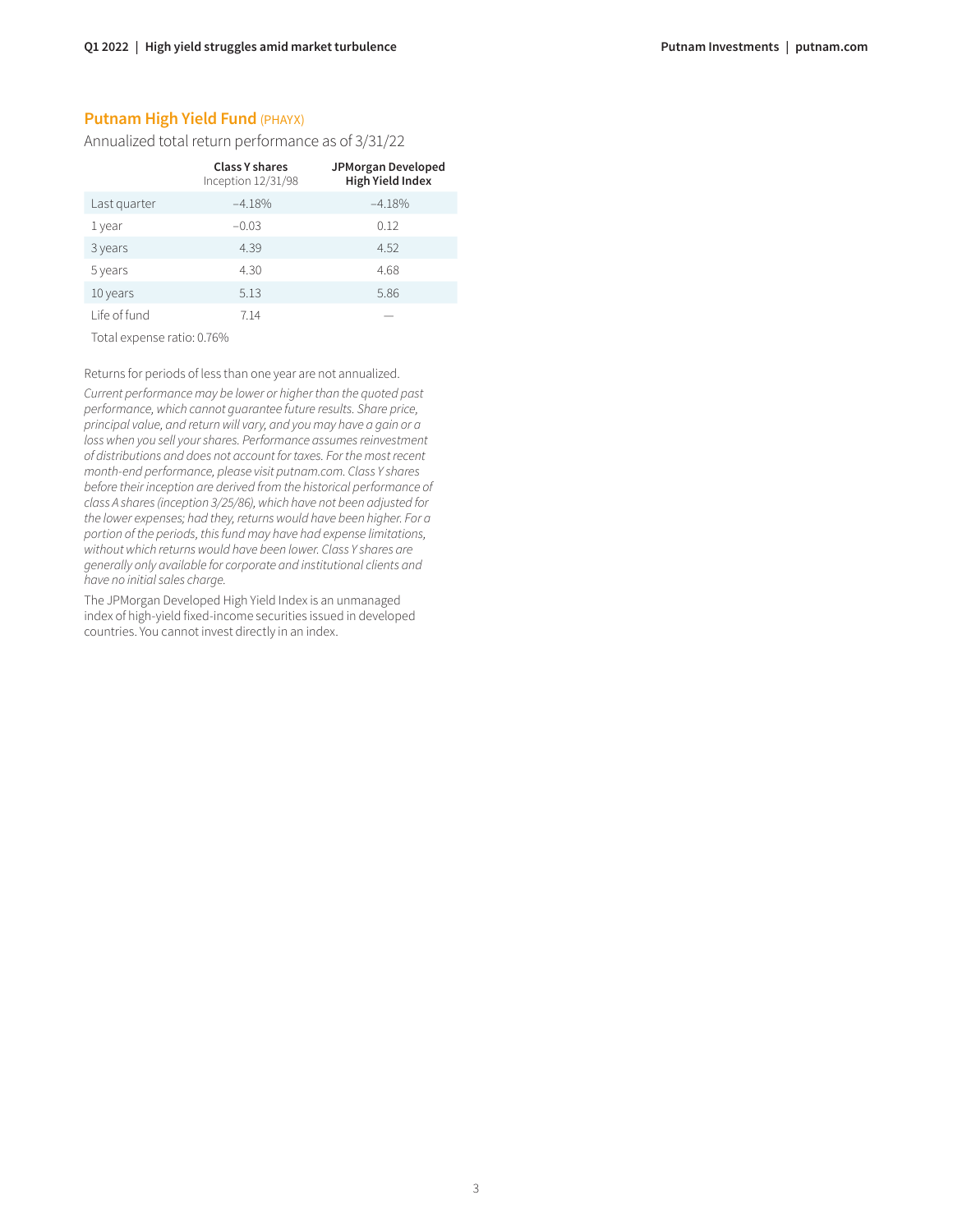## Putnam High Yield Fund (PHAYX)

Annualized total return performance as of 3/31/22

| | Class Y shares<br>Inception 12/31/98 | JPMorgan Developed High Yield Index |
|---|---|---|
| Last quarter | –4.18% | –4.18% |
| 1 year | –0.03 | 0.12 |
| 3 years | 4.39 | 4.52 |
| 5 years | 4.30 | 4.68 |
| 10 years | 5.13 | 5.86 |
| Life of fund | 7.14 | — |

Total expense ratio: 0.76%

Returns for periods of less than one year are not annualized.

*Current performance may be lower or higher than the quoted past performance, which cannot guarantee future results. Share price, principal value, and return will vary, and you may have a gain or a loss when you sell your shares. Performance assumes reinvestment of distributions and does not account for taxes. For the most recent month-end performance, please visit putnam.com. Class Y shares before their inception are derived from the historical performance of class A shares (inception 3/25/86), which have not been adjusted for the lower expenses; had they, returns would have been higher. For a portion of the periods, this fund may have had expense limitations, without which returns would have been lower. Class Y shares are generally only available for corporate and institutional clients and have no initial sales charge.*

The JPMorgan Developed High Yield Index is an unmanaged index of high-yield fixed-income securities issued in developed countries. You cannot invest directly in an index.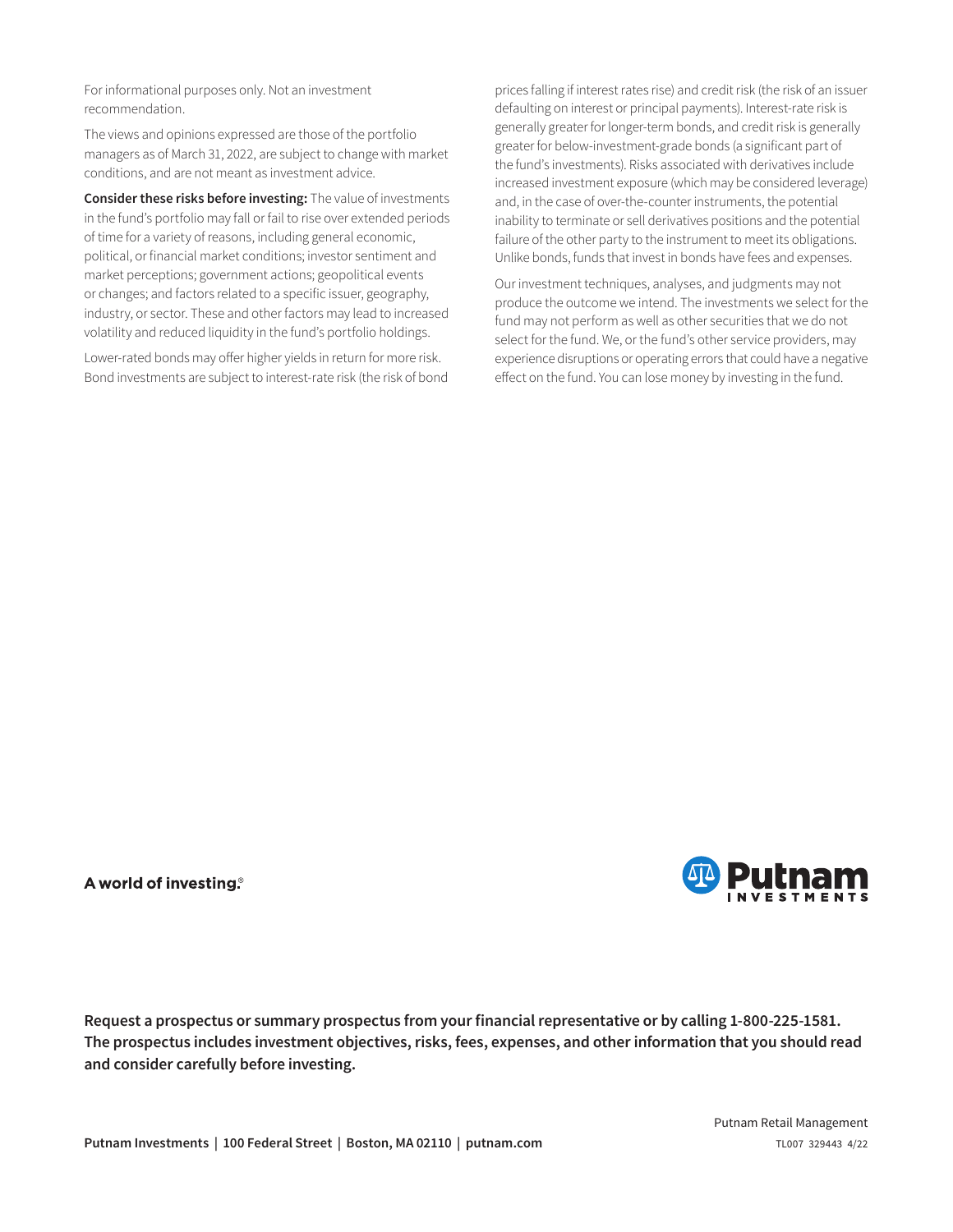For informational purposes only. Not an investment recommendation.

The views and opinions expressed are those of the portfolio managers as of March 31, 2022, are subject to change with market conditions, and are not meant as investment advice.

**Consider these risks before investing:** The value of investments in the fund's portfolio may fall or fail to rise over extended periods of time for a variety of reasons, including general economic, political, or financial market conditions; investor sentiment and market perceptions; government actions; geopolitical events or changes; and factors related to a specific issuer, geography, industry, or sector. These and other factors may lead to increased volatility and reduced liquidity in the fund's portfolio holdings.

Lower-rated bonds may offer higher yields in return for more risk. Bond investments are subject to interest-rate risk (the risk of bond prices falling if interest rates rise) and credit risk (the risk of an issuer defaulting on interest or principal payments). Interest-rate risk is generally greater for longer-term bonds, and credit risk is generally greater for below-investment-grade bonds (a significant part of the fund's investments). Risks associated with derivatives include increased investment exposure (which may be considered leverage) and, in the case of over-the-counter instruments, the potential inability to terminate or sell derivatives positions and the potential failure of the other party to the instrument to meet its obligations. Unlike bonds, funds that invest in bonds have fees and expenses.

Our investment techniques, analyses, and judgments may not produce the outcome we intend. The investments we select for the fund may not perform as well as other securities that we do not select for the fund. We, or the fund's other service providers, may experience disruptions or operating errors that could have a negative effect on the fund. You can lose money by investing in the fund.

**A world of investing.®**

Putnam INVESTMENTS

**Request a prospectus or summary prospectus from your financial representative or by calling 1-800-225-1581. The prospectus includes investment objectives, risks, fees, expenses, and other information that you should read and consider carefully before investing.**

Putnam Retail Management

**Putnam Investments | 100 Federal Street | Boston, MA 02110 | putnam.com**

TL007 329443 4/22